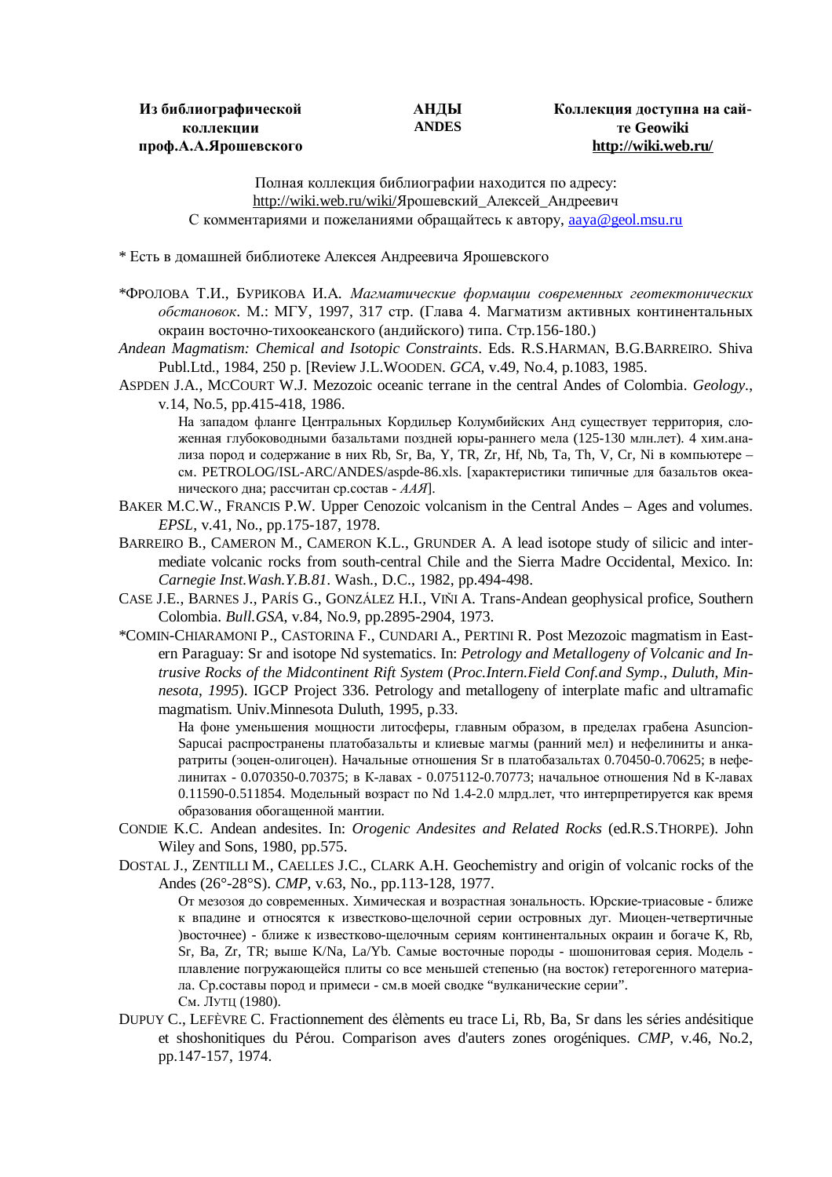**Из библиографической коллекции проф.А.А.Ярошевского**

**АНДЫ**
**ANDES**

**Коллекция доступна на сайте Geowiki**
**http://wiki.web.ru/**

Полная коллекция библиографии находится по адресу:
http://wiki.web.ru/wiki/Ярошевский_Алексей_Андреевич
С комментариями и пожеланиями обращайтесь к автору, aaya@geol.msu.ru

\* Есть в домашней библиотеке Алексея Андреевича Ярошевского

\*ФРОЛОВА Т.И., БУРИКОВА И.А. *Магматические формации современных геотектонических обстановок*. М.: МГУ, 1997, 317 стр. (Глава 4. Магматизм активных континентальных окраин восточно-тихоокеанского (андийского) типа. Стр.156-180.)

*Andean Magmatism: Chemical and Isotopic Constraints*. Eds. R.S.HARMAN, B.G.BARREIRO. Shiva Publ.Ltd., 1984, 250 p. [Review J.L.WOODEN. *GCA*, v.49, No.4, p.1083, 1985.

ASPDEN J.A., MCCOURT W.J. Mezozoic oceanic terrane in the central Andes of Colombia. *Geology*., v.14, No.5, pp.415-418, 1986.

На западом фланге Центральных Кордильер Колумбийских Анд существует территория, сложенная глубоководными базальтами поздней юры-раннего мела (125-130 млн.лет). 4 хим.анализа пород и содержание в них Rb, Sr, Ba, Y, TR, Zr, Hf, Nb, Ta, Th, V, Cr, Ni в компьютере – см. PETROLOG/ISL-ARC/ANDES/aspde-86.xls. [характеристики типичные для базальтов океанического дна; рассчитан ср.состав - *ААЯ*].

BAKER M.C.W., FRANCIS P.W. Upper Cenozoic volcanism in the Central Andes – Ages and volumes. *EPSL*, v.41, No., pp.175-187, 1978.

BARREIRO B., CAMERON M., CAMERON K.L., GRUNDER A. A lead isotope study of silicic and intermediate volcanic rocks from south-central Chile and the Sierra Madre Occidental, Mexico. In: *Carnegie Inst.Wash.Y.B.81*. Wash., D.C., 1982, pp.494-498.

CASE J.E., BARNES J., PARÍS G., GONZÁLEZ H.I., VIÑI A. Trans-Andean geophysical profice, Southern Colombia. *Bull.GSA*, v.84, No.9, pp.2895-2904, 1973.

\*COMIN-CHIARAMONI P., CASTORINA F., CUNDARI A., PERTINI R. Post Mezozoic magmatism in Eastern Paraguay: Sr and isotope Nd systematics. In: *Petrology and Metallogeny of Volcanic and Intrusive Rocks of the Midcontinent Rift System* (*Proc.Intern.Field Conf.and Symp., Duluth, Minnesota, 1995*). IGCP Project 336. Petrology and metallogeny of interplate mafic and ultramafic magmatism. Univ.Minnesota Duluth, 1995, p.33.

На фоне уменьшения мощности литосферы, главным образом, в пределах грабена Asuncion-Sapucai распространены платобазальты и клиевые магмы (ранний мел) и нефелиниты и анкаратриты (эоцен-олигоцен). Начальные отношения Sr в платобазальтах 0.70450-0.70625; в нефелинитах - 0.070350-0.70375; в К-лавах - 0.075112-0.70773; начальное отношения Nd в К-лавах 0.11590-0.511854. Модельный возраст по Nd 1.4-2.0 млрд.лет, что интерпретируется как время образования обогащенной мантии.

CONDIE K.C. Andean andesites. In: *Orogenic Andesites and Related Rocks* (ed.R.S.THORPE). John Wiley and Sons, 1980, pp.575.

DOSTAL J., ZENTILLI M., CAELLES J.C., CLARK A.H. Geochemistry and origin of volcanic rocks of the Andes (26°-28°S). *CMP*, v.63, No., pp.113-128, 1977.

От мезозоя до современных. Химическая и возрастная зональность. Юрские-триасовые - ближе к впадине и относятся к известково-щелочной серии островных дуг. Миоцен-четвертичные )восточнее) - ближе к известково-щелочным сериям континентальных окраин и богаче K, Rb, Sr, Ba, Zr, TR; выше K/Na, La/Yb. Самые восточные породы - шошонитовая серия. Модель - плавление погружающейся плиты со все меньшей степенью (на восток) гетерогенного материала. Ср.составы пород и примеси - см.в моей сводке "вулканические серии".
См. ЛУТЦ (1980).

DUPUY C., LEFÈVRE C. Fractionnement des élèments eu trace Li, Rb, Ba, Sr dans les séries andésitique et shoshonitiques du Pérou. Comparison aves d'auters zones orogéniques. *CMP*, v.46, No.2, pp.147-157, 1974.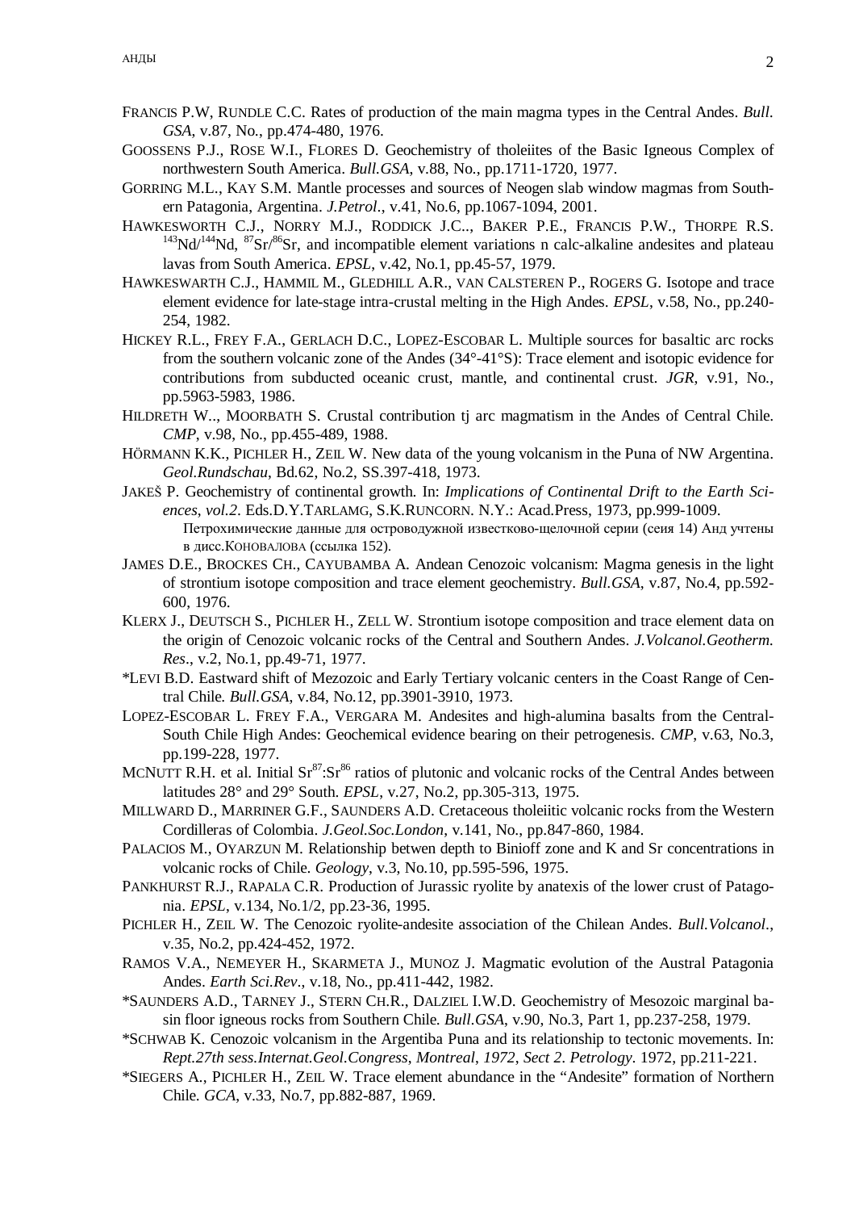FRANCIS P.W, RUNDLE C.C. Rates of production of the main magma types in the Central Andes. *Bull. GSA*, v.87, No., pp.474-480, 1976.

GOOSSENS P.J., ROSE W.I., FLORES D. Geochemistry of tholeiites of the Basic Igneous Complex of northwestern South America. *Bull.GSA*, v.88, No., pp.1711-1720, 1977.

GORRING M.L., KAY S.M. Mantle processes and sources of Neogen slab window magmas from Southern Patagonia, Argentina. *J.Petrol*., v.41, No.6, pp.1067-1094, 2001.

HAWKESWORTH C.J., NORRY M.J., RODDICK J.C.., BAKER P.E., FRANCIS P.W., THORPE R.S. $^{143}$Nd/$^{144}$Nd, $^{87}$Sr/$^{86}$Sr, and incompatible element variations n calc-alkaline andesites and plateau lavas from South America. *EPSL*, v.42, No.1, pp.45-57, 1979.

HAWKESWARTH C.J., HAMMIL M., GLEDHILL A.R., VAN CALSTEREN P., ROGERS G. Isotope and trace element evidence for late-stage intra-crustal melting in the High Andes. *EPSL*, v.58, No., pp.240-254, 1982.

HICKEY R.L., FREY F.A., GERLACH D.C., LOPEZ-ESCOBAR L. Multiple sources for basaltic arc rocks from the southern volcanic zone of the Andes (34°-41°S): Trace element and isotopic evidence for contributions from subducted oceanic crust, mantle, and continental crust. *JGR*, v.91, No., pp.5963-5983, 1986.

HILDRETH W.., MOORBATH S. Crustal contribution tj arc magmatism in the Andes of Central Chile. *CMP*, v.98, No., pp.455-489, 1988.

HÖRMANN K.K., PICHLER H., ZEIL W. New data of the young volcanism in the Puna of NW Argentina. *Geol.Rundschau*, Bd.62, No.2, SS.397-418, 1973.

JAKEŠ P. Geochemistry of continental growth. In: *Implications of Continental Drift to the Earth Sciences*, *vol.2*. Eds.D.Y.TARLAMG, S.K.RUNCORN. N.Y.: Acad.Press, 1973, pp.999-1009.
Петрохимические данные для островодужной известково-щелочной серии (сеия 14) Анд учтены в дисс.КОНОВАЛОВА (ссылка 152).

JAMES D.E., BROCKES CH., CAYUBAMBA A. Andean Cenozoic volcanism: Magma genesis in the light of strontium isotope composition and trace element geochemistry. *Bull.GSA*, v.87, No.4, pp.592-600, 1976.

KLERX J., DEUTSCH S., PICHLER H., ZELL W. Strontium isotope composition and trace element data on the origin of Cenozoic volcanic rocks of the Central and Southern Andes. *J.Volcanol.Geotherm. Res*., v.2, No.1, pp.49-71, 1977.

*LEVI B.D. Eastward shift of Mezozoic and Early Tertiary volcanic centers in the Coast Range of Central Chile. *Bull.GSA*, v.84, No.12, pp.3901-3910, 1973.

LOPEZ-ESCOBAR L. FREY F.A., VERGARA M. Andesites and high-alumina basalts from the Central-South Chile High Andes: Geochemical evidence bearing on their petrogenesis. *CMP*, v.63, No.3, pp.199-228, 1977.

MCNUTT R.H. et al. Initial Sr$^{87}$:Sr$^{86}$ ratios of plutonic and volcanic rocks of the Central Andes between latitudes 28° and 29° South. *EPSL*, v.27, No.2, pp.305-313, 1975.

MILLWARD D., MARRINER G.F., SAUNDERS A.D. Cretaceous tholeiitic volcanic rocks from the Western Cordilleras of Colombia. *J.Geol.Soc.London*, v.141, No., pp.847-860, 1984.

PALACIOS M., OYARZUN M. Relationship betwen depth to Binioff zone and K and Sr concentrations in volcanic rocks of Chile. *Geology*, v.3, No.10, pp.595-596, 1975.

PANKHURST R.J., RAPALA C.R. Production of Jurassic ryolite by anatexis of the lower crust of Patagonia. *EPSL*, v.134, No.1/2, pp.23-36, 1995.

PICHLER H., ZEIL W. The Cenozoic ryolite-andesite association of the Chilean Andes. *Bull.Volcanol*., v.35, No.2, pp.424-452, 1972.

RAMOS V.A., NEMEYER H., SKARMETA J., MUNOZ J. Magmatic evolution of the Austral Patagonia Andes. *Earth Sci.Rev*., v.18, No., pp.411-442, 1982.

*SAUNDERS A.D., TARNEY J., STERN CH.R., DALZIEL I.W.D. Geochemistry of Mesozoic marginal basin floor igneous rocks from Southern Chile. *Bull.GSA*, v.90, No.3, Part 1, pp.237-258, 1979.

*SCHWAB K. Cenozoic volcanism in the Argentiba Puna and its relationship to tectonic movements. In: *Rept.27th sess.Internat.Geol.Congress*, *Montreal*, *1972*, *Sect 2*. *Petrology*. 1972, pp.211-221.

*SIEGERS A., PICHLER H., ZEIL W. Trace element abundance in the “Andesite” formation of Northern Chile. *GCA*, v.33, No.7, pp.882-887, 1969.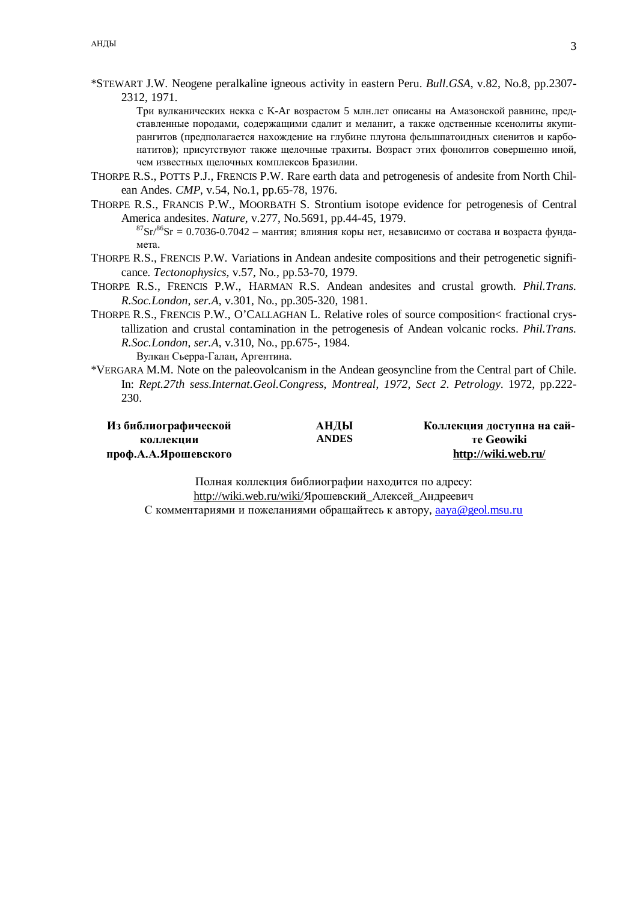*STEWART J.W. Neogene peralkaline igneous activity in eastern Peru. *Bull.GSA*, v.82, No.8, pp.2307-2312, 1971.

Три вулканических некка с K-Ar возрастом 5 млн.лет описаны на Амазонской равнине, представленные породами, содержащими сдалит и меланит, а также одственные ксенолиты якупирангитов (предполагается нахождение на глубине плутона фельшпатоидных сиенитов и карбонатитов); присутствуют также щелочные трахиты. Возраст этих фонолитов совершенно иной, чем известных щелочных комплексов Бразилии.

THORPE R.S., POTTS P.J., FRENCIS P.W. Rare earth data and petrogenesis of andesite from North Chilean Andes. *CMP*, v.54, No.1, pp.65-78, 1976.

THORPE R.S., FRANCIS P.W., MOORBATH S. Strontium isotope evidence for petrogenesis of Central America andesites. *Nature*, v.277, No.5691, pp.44-45, 1979.

$^{87}Sr/^{86}Sr$ = 0.7036-0.7042 – мантия; влияния коры нет, независимо от состава и возраста фундамета.

THORPE R.S., FRENCIS P.W. Variations in Andean andesite compositions and their petrogenetic significance. *Tectonophysics*, v.57, No., pp.53-70, 1979.

THORPE R.S., FRENCIS P.W., HARMAN R.S. Andean andesites and crustal growth. *Phil.Trans. R.Soc.London*, *ser.A*, v.301, No., pp.305-320, 1981.

THORPE R.S., FRENCIS P.W., O'CALLAGHAN L. Relative roles of source composition< fractional crystallization and crustal contamination in the petrogenesis of Andean volcanic rocks. *Phil.Trans. R.Soc.London*, *ser.A*, v.310, No., pp.675-, 1984.

Вулкан Сьерра-Галан, Аргентина.

*VERGARA M.M. Note on the paleovolcanism in the Andean geosyncline from the Central part of Chile. In: *Rept.27th sess.Internat.Geol.Congress*, *Montreal*, *1972*, *Sect 2*. *Petrology*. 1972, pp.222-230.

| **Из библиографической коллекции проф.А.А.Ярошевского** | **АНДЫ ANDES** | **Коллекция доступна на сайте Geowiki http://wiki.web.ru/** |
|---|---|---|

Полная коллекция библиографии находится по адресу:
http://wiki.web.ru/wiki/Ярошевский_Алексей_Андреевич
С комментариями и пожеланиями обращайтесь к автору, aaya@geol.msu.ru